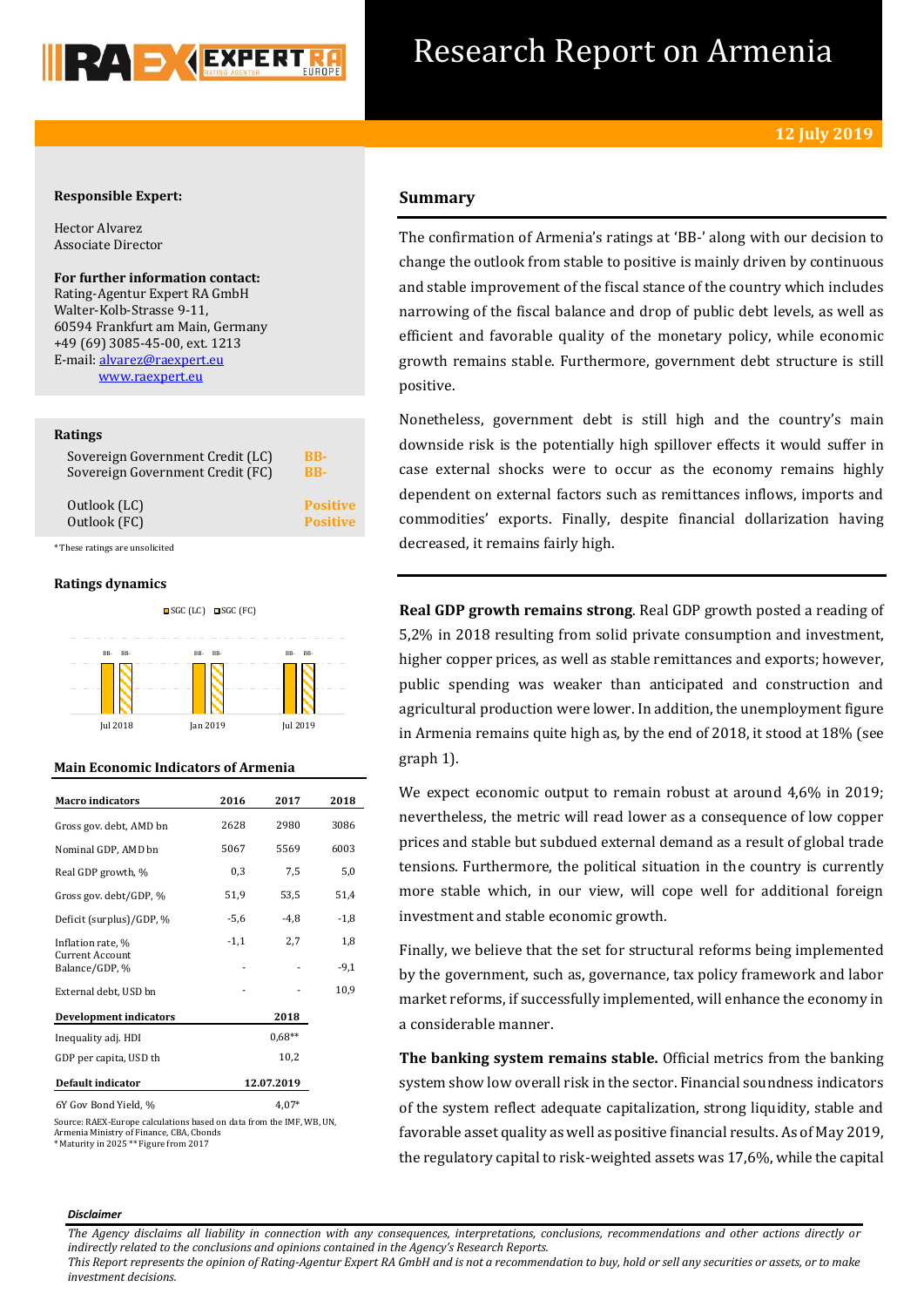# Research Report on Armenia

**12 July 2019**

**Responsible Expert:**

Hector Alvarez
Associate Director

**For further information contact:**
Rating-Agentur Expert RA GmbH
Walter-Kolb-Strasse 9-11,
60594 Frankfurt am Main, Germany
+49 (69) 3085-45-00, ext. 1213
E-mail: alvarez@raexpert.eu
www.raexpert.eu

**Ratings**

| | |
|---|---|
| Sovereign Government Credit (LC) | BB- |
| Sovereign Government Credit (FC) | BB- |
| Outlook (LC) | Positive |
| Outlook (FC) | Positive |

*These ratings are unsolicited

**Ratings dynamics**

| | Jul 2018 | Jan 2019 | Jul 2019 |
|---|---|---|---|
| SGC (LC) | BB- | BB- | BB- |
| SGC (FC) | BB- | BB- | BB- |

**Main Economic Indicators of Armenia**

| Macro indicators | 2016 | 2017 | 2018 |
|---|---|---|---|
| Gross gov. debt, AMD bn | 2628 | 2980 | 3086 |
| Nominal GDP, AMD bn | 5067 | 5569 | 6003 |
| Real GDP growth, % | 0,3 | 7,5 | 5,0 |
| Gross gov. debt/GDP, % | 51,9 | 53,5 | 51,4 |
| Deficit (surplus)/GDP, % | -5,6 | -4,8 | -1,8 |
| Inflation rate, % | -1,1 | 2,7 | 1,8 |
| Current Account Balance/GDP, % | - | - | -9,1 |
| External debt, USD bn | - | - | 10,9 |

| Development indicators | 2018 |
|---|---|
| Inequality adj. HDI | 0,68** |
| GDP per capita, USD th | 10,2 |

| Default indicator | 12.07.2019 |
|---|---|
| 6Y Gov Bond Yield, % | 4,07* |

Source: RAEX-Europe calculations based on data from the IMF, WB, UN, Armenia Ministry of Finance, CBA, Cbonds
* Maturity in 2025 ** Figure from 2017

## Summary

The confirmation of Armenia's ratings at 'BB-' along with our decision to change the outlook from stable to positive is mainly driven by continuous and stable improvement of the fiscal stance of the country which includes narrowing of the fiscal balance and drop of public debt levels, as well as efficient and favorable quality of the monetary policy, while economic growth remains stable. Furthermore, government debt structure is still positive.

Nonetheless, government debt is still high and the country's main downside risk is the potentially high spillover effects it would suffer in case external shocks were to occur as the economy remains highly dependent on external factors such as remittances inflows, imports and commodities' exports. Finally, despite financial dollarization having decreased, it remains fairly high.

**Real GDP growth remains strong**. Real GDP growth posted a reading of 5,2% in 2018 resulting from solid private consumption and investment, higher copper prices, as well as stable remittances and exports; however, public spending was weaker than anticipated and construction and agricultural production were lower. In addition, the unemployment figure in Armenia remains quite high as, by the end of 2018, it stood at 18% (see graph 1).

We expect economic output to remain robust at around 4,6% in 2019; nevertheless, the metric will read lower as a consequence of low copper prices and stable but subdued external demand as a result of global trade tensions. Furthermore, the political situation in the country is currently more stable which, in our view, will cope well for additional foreign investment and stable economic growth.

Finally, we believe that the set for structural reforms being implemented by the government, such as, governance, tax policy framework and labor market reforms, if successfully implemented, will enhance the economy in a considerable manner.

**The banking system remains stable.** Official metrics from the banking system show low overall risk in the sector. Financial soundness indicators of the system reflect adequate capitalization, strong liquidity, stable and favorable asset quality as well as positive financial results. As of May 2019, the regulatory capital to risk-weighted assets was 17,6%, while the capital

***Disclaimer***

*The Agency disclaims all liability in connection with any consequences, interpretations, conclusions, recommendations and other actions directly or indirectly related to the conclusions and opinions contained in the Agency's Research Reports.*
*This Report represents the opinion of Rating-Agentur Expert RA GmbH and is not a recommendation to buy, hold or sell any securities or assets, or to make investment decisions.*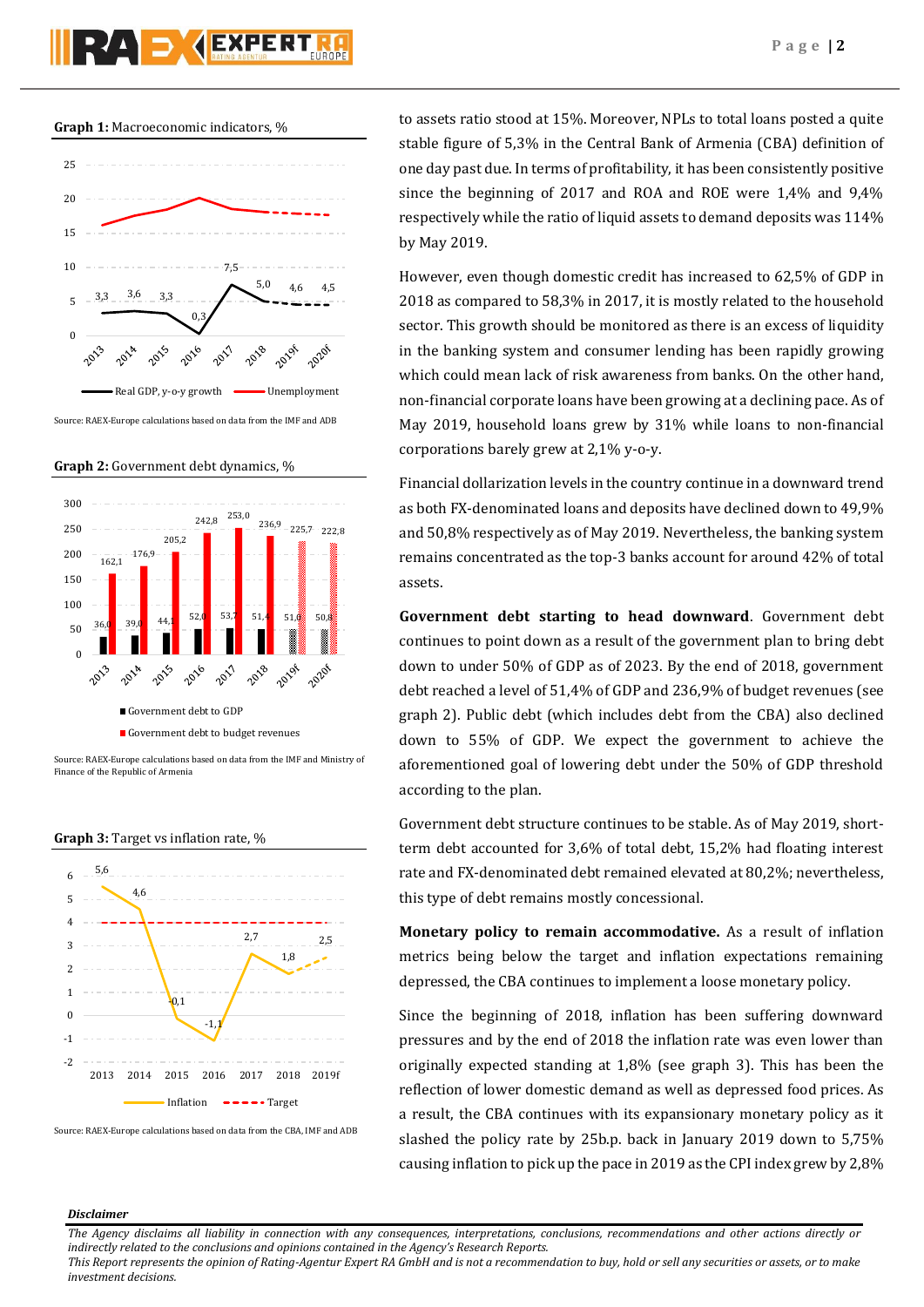**Graph 1:** Macroeconomic indicators, %

25
20
15
10
5
0

7,5
3,3 3,6 3,3 0,3 5,0 4,6 4,5

2013 2014 2015 2016 2017 2018 2019f 2020f

Real GDP, y-o-y growth
Unemployment

Source: RAEX-Europe calculations based on data from the IMF and ADB

**Graph 2:** Government debt dynamics, %

300
250
200
150
100
50
0

162,1 176,9 205,2 242,8 253,0 236,9 225,7 222,8
36,0 39,0 44,1 52,0 53,7 51,4 51,0 50,8

2013 2014 2015 2016 2017 2018 2019f 2020f

Government debt to GDP
Government debt to budget revenues

Source: RAEX-Europe calculations based on data from the IMF and Ministry of Finance of the Republic of Armenia

**Graph 3:** Target vs inflation rate, %

6
5
4
3
2
1
0
-1
-2

5,6 4,6 -0,1 -1,1 2,7 1,8 2,5

2013 2014 2015 2016 2017 2018 2019f

Inflation
Target

Source: RAEX-Europe calculations based on data from the CBA, IMF and ADB

to assets ratio stood at 15%. Moreover, NPLs to total loans posted a quite stable figure of 5,3% in the Central Bank of Armenia (CBA) definition of one day past due. In terms of profitability, it has been consistently positive since the beginning of 2017 and ROA and ROE were 1,4% and 9,4% respectively while the ratio of liquid assets to demand deposits was 114% by May 2019.

However, even though domestic credit has increased to 62,5% of GDP in 2018 as compared to 58,3% in 2017, it is mostly related to the household sector. This growth should be monitored as there is an excess of liquidity in the banking system and consumer lending has been rapidly growing which could mean lack of risk awareness from banks. On the other hand, non-financial corporate loans have been growing at a declining pace. As of May 2019, household loans grew by 31% while loans to non-financial corporations barely grew at 2,1% y-o-y.

Financial dollarization levels in the country continue in a downward trend as both FX-denominated loans and deposits have declined down to 49,9% and 50,8% respectively as of May 2019. Nevertheless, the banking system remains concentrated as the top-3 banks account for around 42% of total assets.

**Government debt starting to head downward**. Government debt continues to point down as a result of the government plan to bring debt down to under 50% of GDP as of 2023. By the end of 2018, government debt reached a level of 51,4% of GDP and 236,9% of budget revenues (see graph 2). Public debt (which includes debt from the CBA) also declined down to 55% of GDP. We expect the government to achieve the aforementioned goal of lowering debt under the 50% of GDP threshold according to the plan.

Government debt structure continues to be stable. As of May 2019, short-term debt accounted for 3,6% of total debt, 15,2% had floating interest rate and FX-denominated debt remained elevated at 80,2%; nevertheless, this type of debt remains mostly concessional.

**Monetary policy to remain accommodative.** As a result of inflation metrics being below the target and inflation expectations remaining depressed, the CBA continues to implement a loose monetary policy.

Since the beginning of 2018, inflation has been suffering downward pressures and by the end of 2018 the inflation rate was even lower than originally expected standing at 1,8% (see graph 3). This has been the reflection of lower domestic demand as well as depressed food prices. As a result, the CBA continues with its expansionary monetary policy as it slashed the policy rate by 25b.p. back in January 2019 down to 5,75% causing inflation to pick up the pace in 2019 as the CPI index grew by 2,8%

***Disclaimer***

*The Agency disclaims all liability in connection with any consequences, interpretations, conclusions, recommendations and other actions directly or indirectly related to the conclusions and opinions contained in the Agency's Research Reports.*
*This Report represents the opinion of Rating-Agentur Expert RA GmbH and is not a recommendation to buy, hold or sell any securities or assets, or to make investment decisions.*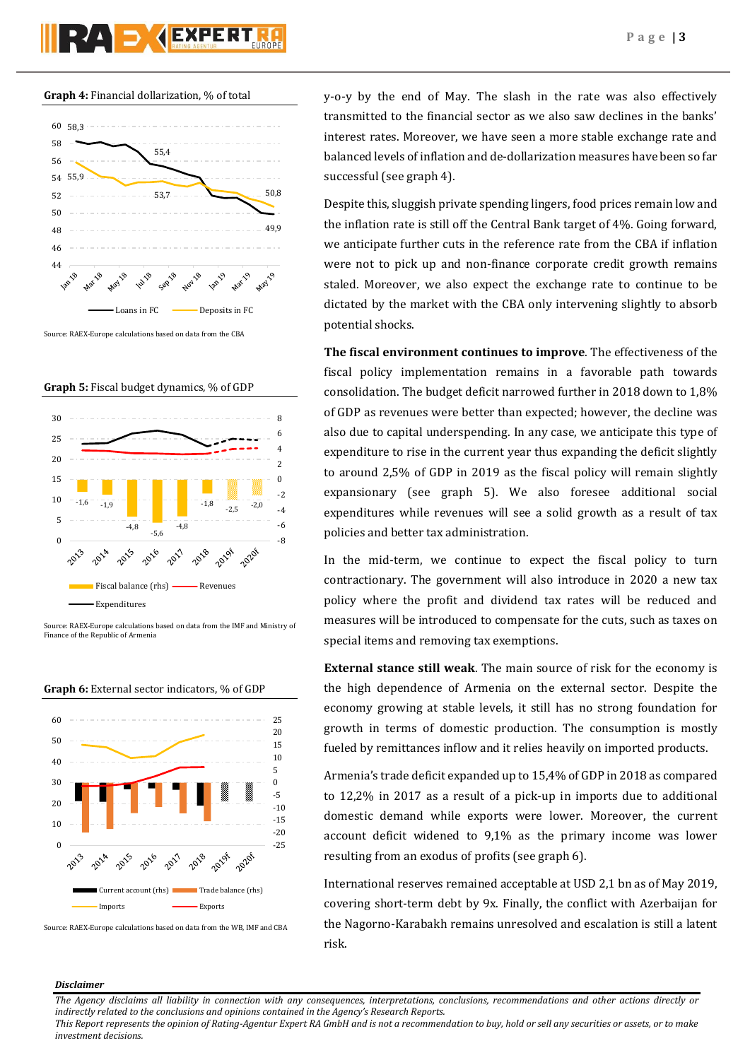**Graph 4:** Financial dollarization, % of total

60
58
56
54
52
50
48
46
44

58,3
55,4
55,9
53,7
50,8
49,9

Jan 18, Mar 18, May 18, Jul 18, Sep 18, Nov 18, Jan 19, Mar 19, May 19

Loans in FC
Deposits in FC

Source: RAEX-Europe calculations based on data from the CBA

**Graph 5:** Fiscal budget dynamics, % of GDP

30
25
20
15
10
5
0

8
6
4
2
0
-2
-4
-6
-8

-1,6
-1,9
-4,8
-5,6
-4,8
-1,8
-2,5
-2,0

2013, 2014, 2015, 2016, 2017, 2018, 2019f, 2020f

Fiscal balance (rhs)
Revenues
Expenditures

Source: RAEX-Europe calculations based on data from the IMF and Ministry of Finance of the Republic of Armenia

**Graph 6:** External sector indicators, % of GDP

60
50
40
30
20
10
0

25
20
15
10
5
0
-5
-10
-15
-20
-25

2013, 2014, 2015, 2016, 2017, 2018, 2019f, 2020f

Current account (rhs)
Trade balance (rhs)
Imports
Exports

Source: RAEX-Europe calculations based on data from the WB, IMF and CBA

y-o-y by the end of May. The slash in the rate was also effectively transmitted to the financial sector as we also saw declines in the banks' interest rates. Moreover, we have seen a more stable exchange rate and balanced levels of inflation and de-dollarization measures have been so far successful (see graph 4).

Despite this, sluggish private spending lingers, food prices remain low and the inflation rate is still off the Central Bank target of 4%. Going forward, we anticipate further cuts in the reference rate from the CBA if inflation were not to pick up and non-finance corporate credit growth remains staled. Moreover, we also expect the exchange rate to continue to be dictated by the market with the CBA only intervening slightly to absorb potential shocks.

**The fiscal environment continues to improve**. The effectiveness of the fiscal policy implementation remains in a favorable path towards consolidation. The budget deficit narrowed further in 2018 down to 1,8% of GDP as revenues were better than expected; however, the decline was also due to capital underspending. In any case, we anticipate this type of expenditure to rise in the current year thus expanding the deficit slightly to around 2,5% of GDP in 2019 as the fiscal policy will remain slightly expansionary (see graph 5). We also foresee additional social expenditures while revenues will see a solid growth as a result of tax policies and better tax administration.

In the mid-term, we continue to expect the fiscal policy to turn contractionary. The government will also introduce in 2020 a new tax policy where the profit and dividend tax rates will be reduced and measures will be introduced to compensate for the cuts, such as taxes on special items and removing tax exemptions.

**External stance still weak**. The main source of risk for the economy is the high dependence of Armenia on the external sector. Despite the economy growing at stable levels, it still has no strong foundation for growth in terms of domestic production. The consumption is mostly fueled by remittances inflow and it relies heavily on imported products.

Armenia's trade deficit expanded up to 15,4% of GDP in 2018 as compared to 12,2% in 2017 as a result of a pick-up in imports due to additional domestic demand while exports were lower. Moreover, the current account deficit widened to 9,1% as the primary income was lower resulting from an exodus of profits (see graph 6).

International reserves remained acceptable at USD 2,1 bn as of May 2019, covering short-term debt by 9x. Finally, the conflict with Azerbaijan for the Nagorno-Karabakh remains unresolved and escalation is still a latent risk.

***Disclaimer***

*The Agency disclaims all liability in connection with any consequences, interpretations, conclusions, recommendations and other actions directly or indirectly related to the conclusions and opinions contained in the Agency's Research Reports.*
*This Report represents the opinion of Rating-Agentur Expert RA GmbH and is not a recommendation to buy, hold or sell any securities or assets, or to make investment decisions.*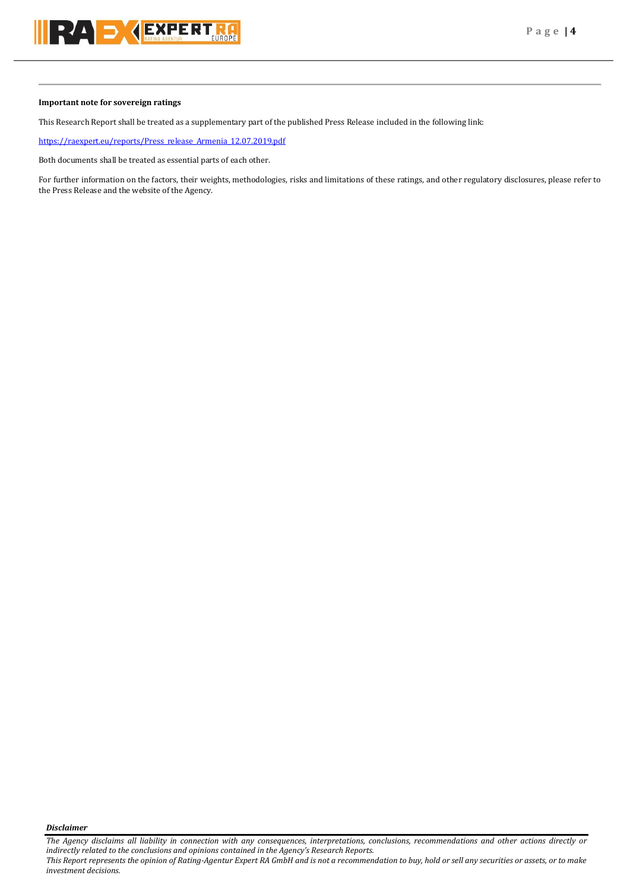**Important note for sovereign ratings**

This Research Report shall be treated as a supplementary part of the published Press Release included in the following link:

https://raexpert.eu/reports/Press_release_Armenia_12.07.2019.pdf

Both documents shall be treated as essential parts of each other.

For further information on the factors, their weights, methodologies, risks and limitations of these ratings, and other regulatory disclosures, please refer to the Press Release and the website of the Agency.

***Disclaimer***

*The Agency disclaims all liability in connection with any consequences, interpretations, conclusions, recommendations and other actions directly or indirectly related to the conclusions and opinions contained in the Agency's Research Reports.*

*This Report represents the opinion of Rating-Agentur Expert RA GmbH and is not a recommendation to buy, hold or sell any securities or assets, or to make investment decisions.*